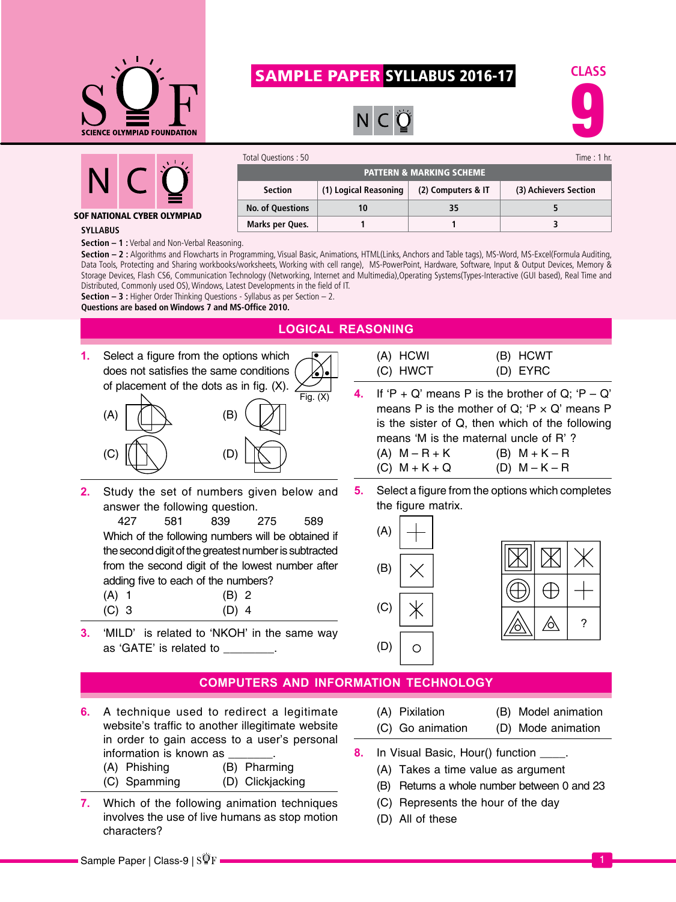# SAMPLE PAPER SYLLABUS 2016-17

**NCO**

**CLASS 9**

**SOF NATIONAL CYBER OLYMPIAD**

Total Questions : 50 &nbsp;&nbsp;&nbsp;&nbsp; Time : 1 hr.

| PATTERN & MARKING SCHEME | | | |
|---|---|---|---|
| Section | (1) Logical Reasoning | (2) Computers & IT | (3) Achievers Section |
| No. of Questions | 10 | 35 | 5 |
| Marks per Ques. | 1 | 1 | 3 |

**SYLLABUS**

**Section – 1 :** Verbal and Non-Verbal Reasoning.

**Section – 2 :** Algorithms and Flowcharts in Programming, Visual Basic, Animations, HTML(Links, Anchors and Table tags), MS-Word, MS-Excel(Formula Auditing, Data Tools, Protecting and Sharing workbooks/worksheets, Working with cell range), MS-PowerPoint, Hardware, Software, Input & Output Devices, Memory & Storage Devices, Flash CS6, Communication Technology (Networking, Internet and Multimedia),Operating Systems(Types-Interactive (GUI based), Real Time and Distributed, Commonly used OS), Windows, Latest Developments in the field of IT.

**Section – 3 :** Higher Order Thinking Questions - Syllabus as per Section – 2.

**Questions are based on Windows 7 and MS-Office 2010.**

## LOGICAL REASONING

**1.** Select a figure from the options which does not satisfies the same conditions of placement of the dots as in fig. (X).

Fig. (X)

(A) (B) (C) (D)

**2.** Study the set of numbers given below and answer the following question.

427 &nbsp;&nbsp; 581 &nbsp;&nbsp; 839 &nbsp;&nbsp; 275 &nbsp;&nbsp; 589

Which of the following numbers will be obtained if the second digit of the greatest number is subtracted from the second digit of the lowest number after adding five to each of the numbers?

(A) 1 &nbsp;&nbsp; (B) 2
(C) 3 &nbsp;&nbsp; (D) 4

**3.** 'MILD' is related to 'NKOH' in the same way as 'GATE' is related to ________.

(A) HCWI &nbsp;&nbsp; (B) HCWT
(C) HWCT &nbsp;&nbsp; (D) EYRC

**4.** If 'P + Q' means P is the brother of Q; 'P – Q' means P is the mother of Q; 'P × Q' means P is the sister of Q, then which of the following means 'M is the maternal uncle of R' ?

(A) M – R + K &nbsp;&nbsp; (B) M + K – R
(C) M + K + Q &nbsp;&nbsp; (D) M – K – R

**5.** Select a figure from the options which completes the figure matrix.

(A) (B) (C) (D)

## COMPUTERS AND INFORMATION TECHNOLOGY

**6.** A technique used to redirect a legitimate website's traffic to another illegitimate website in order to gain access to a user's personal information is known as _______.

(A) Phishing &nbsp;&nbsp; (B) Pharming
(C) Spamming &nbsp;&nbsp; (D) Clickjacking

**7.** Which of the following animation techniques involves the use of live humans as stop motion characters?

(A) Pixilation &nbsp;&nbsp; (B) Model animation
(C) Go animation &nbsp;&nbsp; (D) Mode animation

**8.** In Visual Basic, Hour() function ____.

(A) Takes a time value as argument
(B) Returns a whole number between 0 and 23
(C) Represents the hour of the day
(D) All of these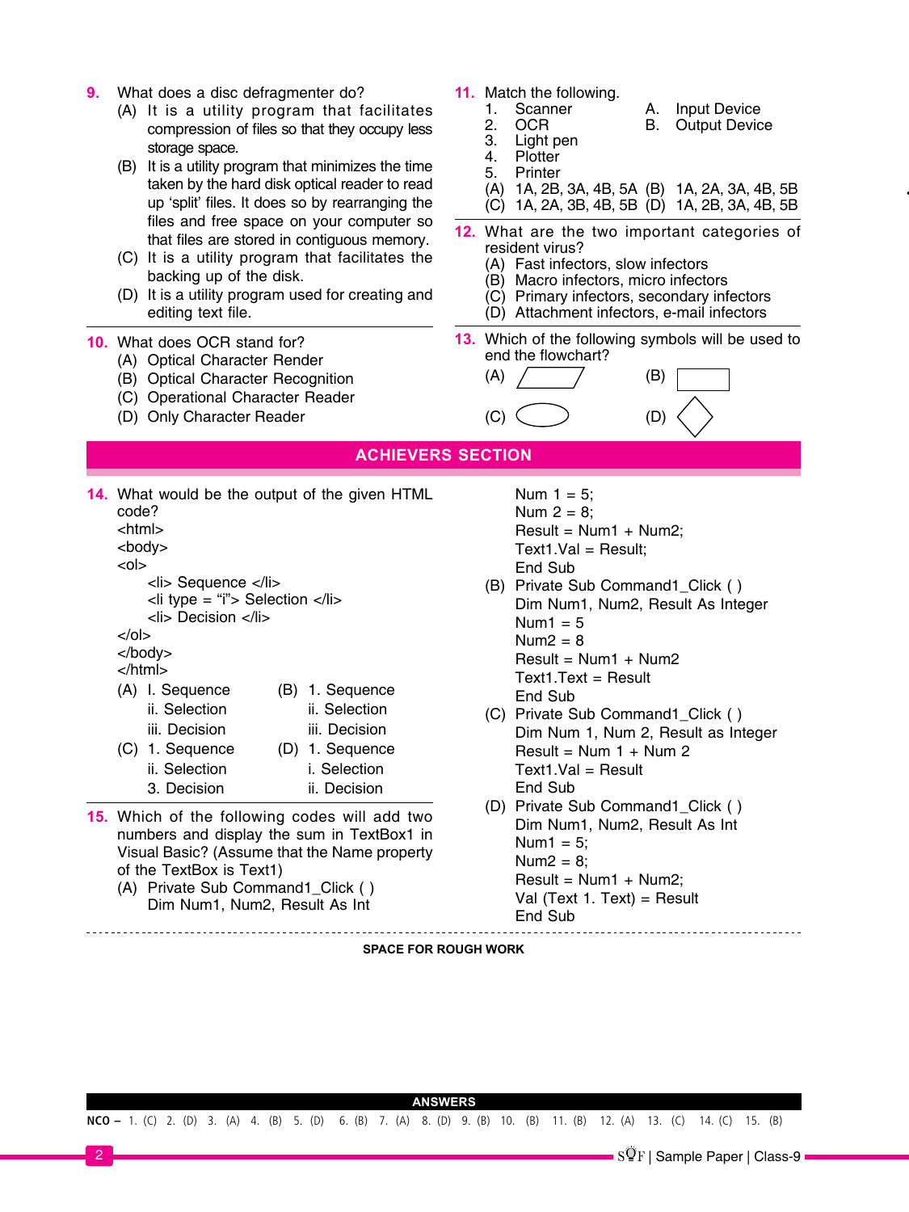9. What does a disc defragmenter do?
   (A) It is a utility program that facilitates compression of files so that they occupy less storage space.
   (B) It is a utility program that minimizes the time taken by the hard disk optical reader to read up 'split' files. It does so by rearranging the files and free space on your computer so that files are stored in contiguous memory.
   (C) It is a utility program that facilitates the backing up of the disk.
   (D) It is a utility program used for creating and editing text file.

10. What does OCR stand for?
   (A) Optical Character Render
   (B) Optical Character Recognition
   (C) Operational Character Reader
   (D) Only Character Reader

11. Match the following.

| | | | |
|---|---|---|---|
| 1. | Scanner | A. | Input Device |
| 2. | OCR | B. | Output Device |
| 3. | Light pen | | |
| 4. | Plotter | | |
| 5. | Printer | | |

   (A) 1A, 2B, 3A, 4B, 5A (B) 1A, 2A, 3A, 4B, 5B
   (C) 1A, 2A, 3B, 4B, 5B (D) 1A, 2B, 3A, 4B, 5B

12. What are the two important categories of resident virus?
   (A) Fast infectors, slow infectors
   (B) Macro infectors, micro infectors
   (C) Primary infectors, secondary infectors
   (D) Attachment infectors, e-mail infectors

13. Which of the following symbols will be used to end the flowchart?
   (A) [parallelogram] (B) [rectangle]
   (C) [oval] (D) [diamond]

## ACHIEVERS SECTION

14. What would be the output of the given HTML code?

```
<html>
<body>
<ol>
    <li> Sequence </li>
    <li type = "i"> Selection </li>
    <li> Decision </li>
</ol>
</body>
</html>
```

   (A) I. Sequence
       ii. Selection
       iii. Decision
   (B) 1. Sequence
       ii. Selection
       iii. Decision
   (C) 1. Sequence
       ii. Selection
       3. Decision
   (D) 1. Sequence
       i. Selection
       ii. Decision

15. Which of the following codes will add two numbers and display the sum in TextBox1 in Visual Basic? (Assume that the Name property of the TextBox is Text1)

   (A)
```
Private Sub Command1_Click ( )
Dim Num1, Num2, Result As Int
Num 1 = 5;
Num 2 = 8;
Result = Num1 + Num2;
Text1.Val = Result;
End Sub
```

   (B)
```
Private Sub Command1_Click ( )
Dim Num1, Num2, Result As Integer
Num1 = 5
Num2 = 8
Result = Num1 + Num2
Text1.Text = Result
End Sub
```

   (C)
```
Private Sub Command1_Click ( )
Dim Num 1, Num 2, Result as Integer
Result = Num 1 + Num 2
Text1.Val = Result
End Sub
```

   (D)
```
Private Sub Command1_Click ( )
Dim Num1, Num2, Result As Int
Num1 = 5;
Num2 = 8;
Result = Num1 + Num2;
Val (Text 1. Text) = Result
End Sub
```

SPACE FOR ROUGH WORK

**ANSWERS**

NCO – 1. (C) 2. (D) 3. (A) 4. (B) 5. (D) 6. (B) 7. (A) 8. (D) 9. (B) 10. (B) 11. (B) 12. (A) 13. (C) 14. (C) 15. (B)